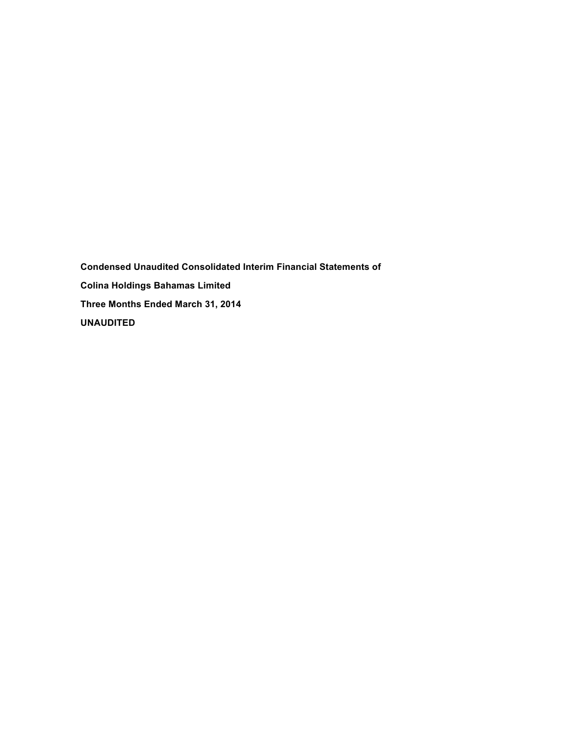**Condensed Unaudited Consolidated Interim Financial Statements of**

**Colina Holdings Bahamas Limited**

**Three Months Ended March 31, 2014**

**UNAUDITED**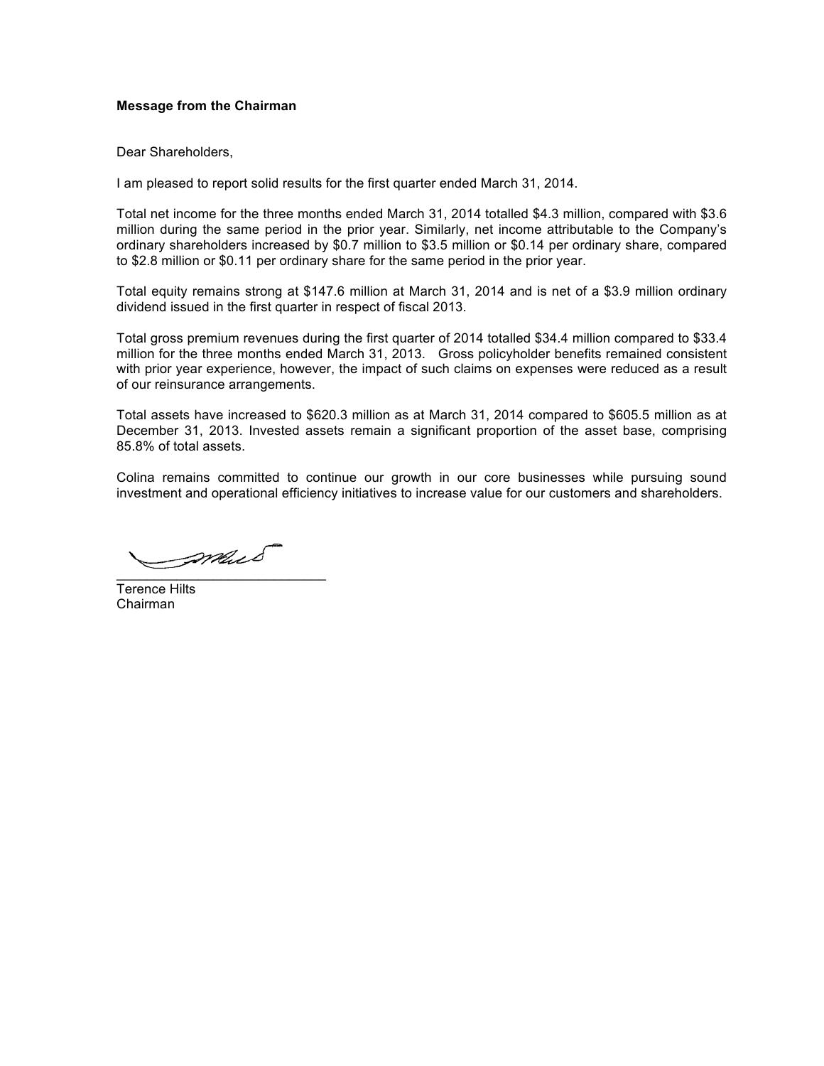**Message from the Chairman**

Dear Shareholders,

I am pleased to report solid results for the first quarter ended March 31, 2014.

Total net income for the three months ended March 31, 2014 totalled $4.3 million, compared with $3.6 million during the same period in the prior year. Similarly, net income attributable to the Company's ordinary shareholders increased by $0.7 million to $3.5 million or $0.14 per ordinary share, compared to $2.8 million or $0.11 per ordinary share for the same period in the prior year.

Total equity remains strong at $147.6 million at March 31, 2014 and is net of a $3.9 million ordinary dividend issued in the first quarter in respect of fiscal 2013.

Total gross premium revenues during the first quarter of 2014 totalled $34.4 million compared to $33.4 million for the three months ended March 31, 2013. Gross policyholder benefits remained consistent with prior year experience, however, the impact of such claims on expenses were reduced as a result of our reinsurance arrangements.

Total assets have increased to $620.3 million as at March 31, 2014 compared to $605.5 million as at December 31, 2013. Invested assets remain a significant proportion of the asset base, comprising 85.8% of total assets.

Colina remains committed to continue our growth in our core businesses while pursuing sound investment and operational efficiency initiatives to increase value for our customers and shareholders.

\_\_\_\_\_\_\_\_\_\_\_\_\_\_\_\_\_\_\_\_\_\_\_\_\_\_\_\_\_\_

Terence Hilts
Chairman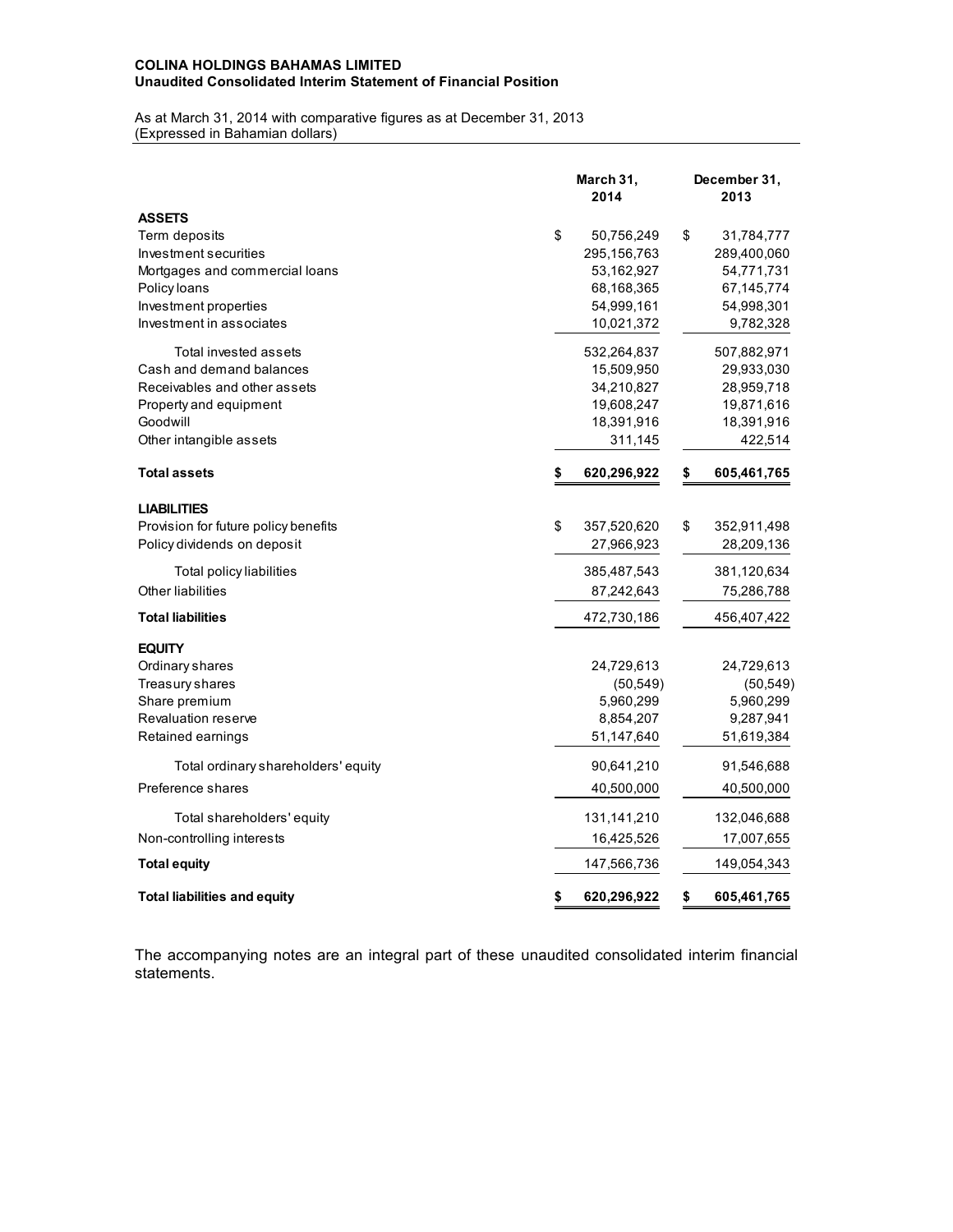**COLINA HOLDINGS BAHAMAS LIMITED**
**Unaudited Consolidated Interim Statement of Financial Position**

As at March 31, 2014 with comparative figures as at December 31, 2013
(Expressed in Bahamian dollars)

| | March 31, 2014 | December 31, 2013 |
|---|---|---|
| **ASSETS** | | |
| Term deposits | $ 50,756,249 | $ 31,784,777 |
| Investment securities | 295,156,763 | 289,400,060 |
| Mortgages and commercial loans | 53,162,927 | 54,771,731 |
| Policy loans | 68,168,365 | 67,145,774 |
| Investment properties | 54,999,161 | 54,998,301 |
| Investment in associates | 10,021,372 | 9,782,328 |
| Total invested assets | 532,264,837 | 507,882,971 |
| Cash and demand balances | 15,509,950 | 29,933,030 |
| Receivables and other assets | 34,210,827 | 28,959,718 |
| Property and equipment | 19,608,247 | 19,871,616 |
| Goodwill | 18,391,916 | 18,391,916 |
| Other intangible assets | 311,145 | 422,514 |
| **Total assets** | **$ 620,296,922** | **$ 605,461,765** |
| **LIABILITIES** | | |
| Provision for future policy benefits | $ 357,520,620 | $ 352,911,498 |
| Policy dividends on deposit | 27,966,923 | 28,209,136 |
| Total policy liabilities | 385,487,543 | 381,120,634 |
| Other liabilities | 87,242,643 | 75,286,788 |
| **Total liabilities** | 472,730,186 | 456,407,422 |
| **EQUITY** | | |
| Ordinary shares | 24,729,613 | 24,729,613 |
| Treasury shares | (50,549) | (50,549) |
| Share premium | 5,960,299 | 5,960,299 |
| Revaluation reserve | 8,854,207 | 9,287,941 |
| Retained earnings | 51,147,640 | 51,619,384 |
| Total ordinary shareholders' equity | 90,641,210 | 91,546,688 |
| Preference shares | 40,500,000 | 40,500,000 |
| Total shareholders' equity | 131,141,210 | 132,046,688 |
| Non-controlling interests | 16,425,526 | 17,007,655 |
| **Total equity** | 147,566,736 | 149,054,343 |
| **Total liabilities and equity** | **$ 620,296,922** | **$ 605,461,765** |

The accompanying notes are an integral part of these unaudited consolidated interim financial statements.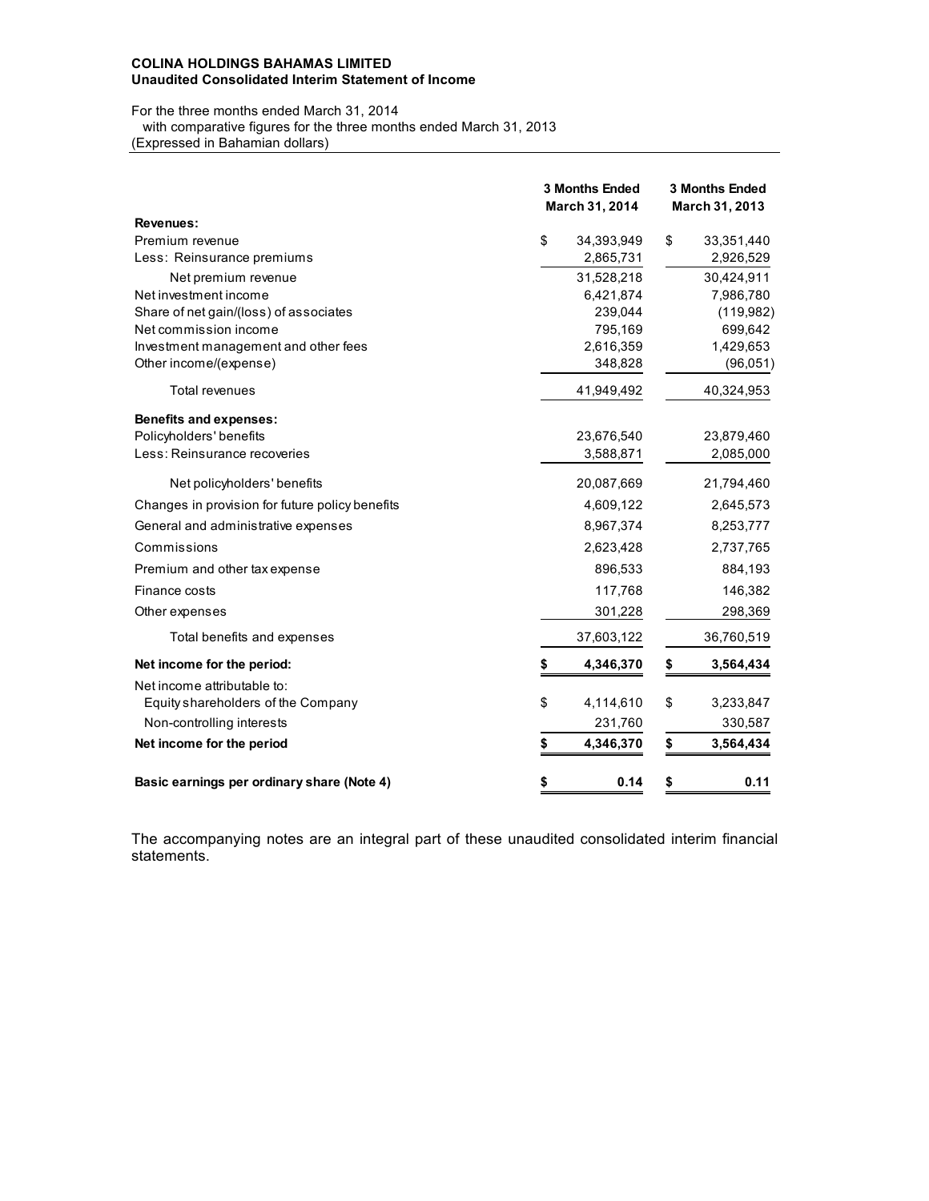**COLINA HOLDINGS BAHAMAS LIMITED**
**Unaudited Consolidated Interim Statement of Income**

For the three months ended March 31, 2014
with comparative figures for the three months ended March 31, 2013
(Expressed in Bahamian dollars)

| | 3 Months Ended March 31, 2014 | 3 Months Ended March 31, 2013 |
|---|---|---|
| **Revenues:** | | |
| Premium revenue | $ 34,393,949 | $ 33,351,440 |
| Less: Reinsurance premiums | 2,865,731 | 2,926,529 |
| Net premium revenue | 31,528,218 | 30,424,911 |
| Net investment income | 6,421,874 | 7,986,780 |
| Share of net gain/(loss) of associates | 239,044 | (119,982) |
| Net commission income | 795,169 | 699,642 |
| Investment management and other fees | 2,616,359 | 1,429,653 |
| Other income/(expense) | 348,828 | (96,051) |
| Total revenues | 41,949,492 | 40,324,953 |
| **Benefits and expenses:** | | |
| Policyholders' benefits | 23,676,540 | 23,879,460 |
| Less: Reinsurance recoveries | 3,588,871 | 2,085,000 |
| Net policyholders' benefits | 20,087,669 | 21,794,460 |
| Changes in provision for future policy benefits | 4,609,122 | 2,645,573 |
| General and administrative expenses | 8,967,374 | 8,253,777 |
| Commissions | 2,623,428 | 2,737,765 |
| Premium and other tax expense | 896,533 | 884,193 |
| Finance costs | 117,768 | 146,382 |
| Other expenses | 301,228 | 298,369 |
| Total benefits and expenses | 37,603,122 | 36,760,519 |
| **Net income for the period:** | **$ 4,346,370** | **$ 3,564,434** |
| Net income attributable to: | | |
| Equity shareholders of the Company | $ 4,114,610 | $ 3,233,847 |
| Non-controlling interests | 231,760 | 330,587 |
| **Net income for the period** | **$ 4,346,370** | **$ 3,564,434** |
| **Basic earnings per ordinary share (Note 4)** | **$ 0.14** | **$ 0.11** |

The accompanying notes are an integral part of these unaudited consolidated interim financial statements.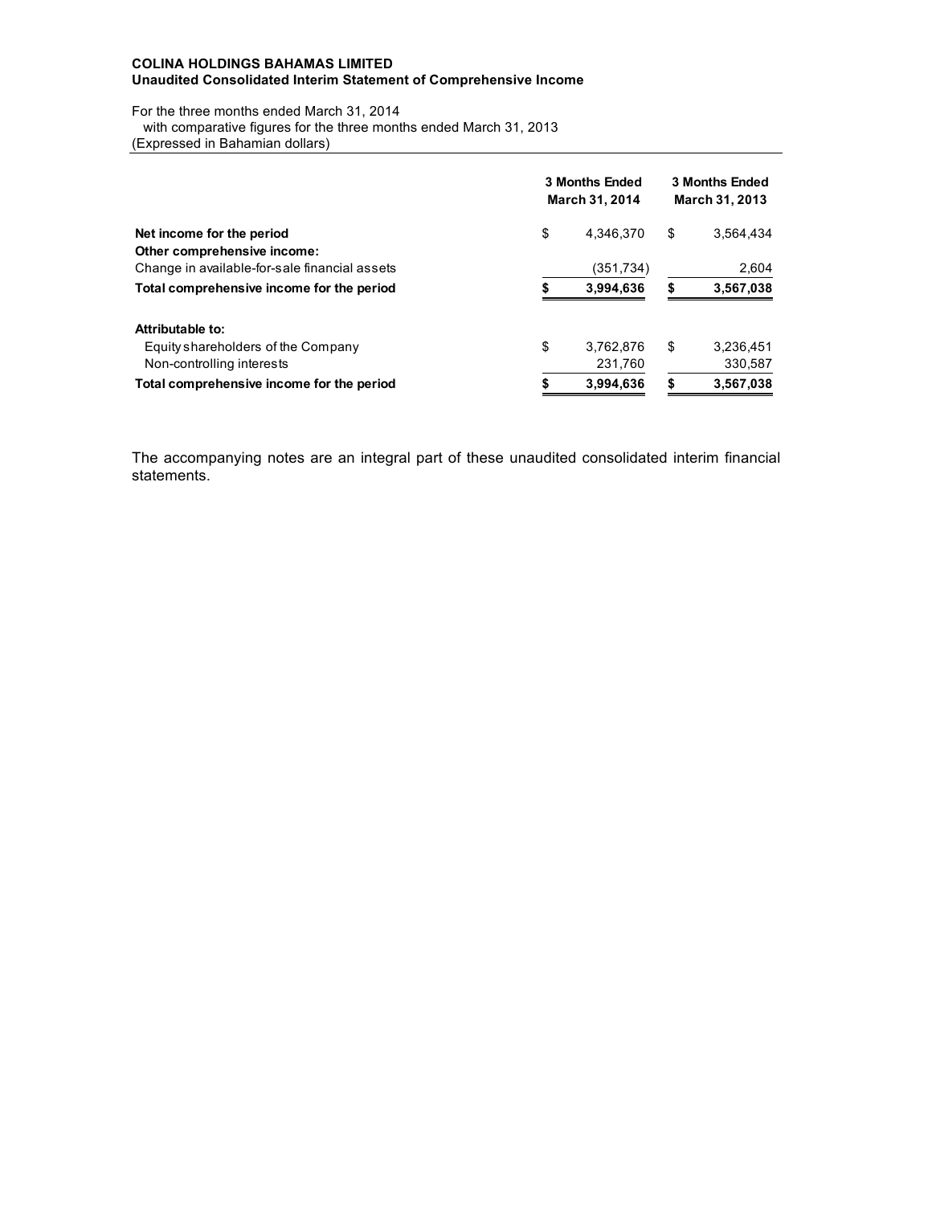**COLINA HOLDINGS BAHAMAS LIMITED**
**Unaudited Consolidated Interim Statement of Comprehensive Income**

For the three months ended March 31, 2014
with comparative figures for the three months ended March 31, 2013
(Expressed in Bahamian dollars)

| | 3 Months Ended March 31, 2014 | 3 Months Ended March 31, 2013 |
|---|---|---|
| **Net income for the period** | $ 4,346,370 | $ 3,564,434 |
| **Other comprehensive income:** | | |
| Change in available-for-sale financial assets | (351,734) | 2,604 |
| **Total comprehensive income for the period** | **$ 3,994,636** | **$ 3,567,038** |
| | | |
| **Attributable to:** | | |
| Equity shareholders of the Company | $ 3,762,876 | $ 3,236,451 |
| Non-controlling interests | 231,760 | 330,587 |
| **Total comprehensive income for the period** | **$ 3,994,636** | **$ 3,567,038** |

The accompanying notes are an integral part of these unaudited consolidated interim financial statements.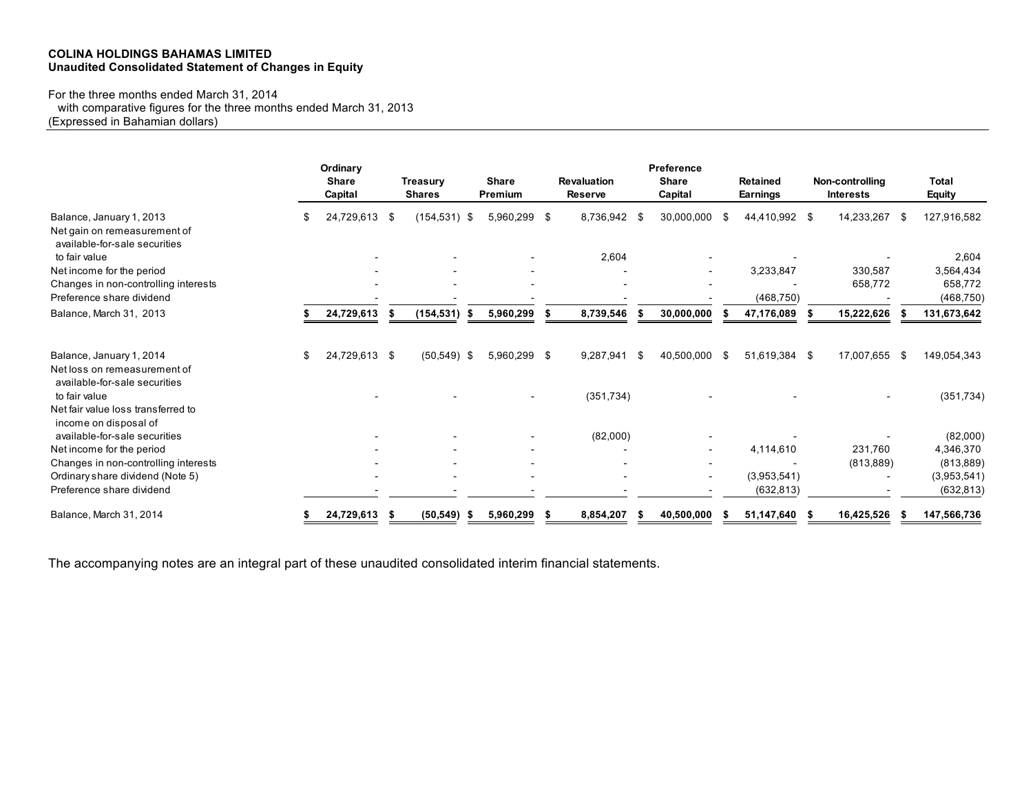**COLINA HOLDINGS BAHAMAS LIMITED**
**Unaudited Consolidated Statement of Changes in Equity**

For the three months ended March 31, 2014
with comparative figures for the three months ended March 31, 2013
(Expressed in Bahamian dollars)

| | Ordinary Share Capital | Treasury Shares | Share Premium | Revaluation Reserve | Preference Share Capital | Retained Earnings | Non-controlling Interests | Total Equity |
|---|---|---|---|---|---|---|---|---|
| Balance, January 1, 2013 | $ 24,729,613 | $ (154,531) | $ 5,960,299 | $ 8,736,942 | $ 30,000,000 | $ 44,410,992 | $ 14,233,267 | $ 127,916,582 |
| Net gain on remeasurement of available-for-sale securities to fair value | - | - | - | 2,604 | - | - | - | 2,604 |
| Net income for the period | - | - | - | - | - | 3,233,847 | 330,587 | 3,564,434 |
| Changes in non-controlling interests | - | - | - | - | - | - | 658,772 | 658,772 |
| Preference share dividend | - | - | - | - | - | (468,750) | - | (468,750) |
| **Balance, March 31, 2013** | **$ 24,729,613** | **$ (154,531)** | **$ 5,960,299** | **$ 8,739,546** | **$ 30,000,000** | **$ 47,176,089** | **$ 15,222,626** | **$ 131,673,642** |
| | | | | | | | | |
| Balance, January 1, 2014 | $ 24,729,613 | $ (50,549) | $ 5,960,299 | $ 9,287,941 | $ 40,500,000 | $ 51,619,384 | $ 17,007,655 | $ 149,054,343 |
| Net loss on remeasurement of available-for-sale securities to fair value | - | - | - | (351,734) | - | - | - | (351,734) |
| Net fair value loss transferred to income on disposal of available-for-sale securities | - | - | - | (82,000) | - | - | - | (82,000) |
| Net income for the period | - | - | - | - | - | 4,114,610 | 231,760 | 4,346,370 |
| Changes in non-controlling interests | - | - | - | - | - | - | (813,889) | (813,889) |
| Ordinary share dividend (Note 5) | - | - | - | - | - | (3,953,541) | - | (3,953,541) |
| Preference share dividend | - | - | - | - | - | (632,813) | - | (632,813) |
| **Balance, March 31, 2014** | **$ 24,729,613** | **$ (50,549)** | **$ 5,960,299** | **$ 8,854,207** | **$ 40,500,000** | **$ 51,147,640** | **$ 16,425,526** | **$ 147,566,736** |

The accompanying notes are an integral part of these unaudited consolidated interim financial statements.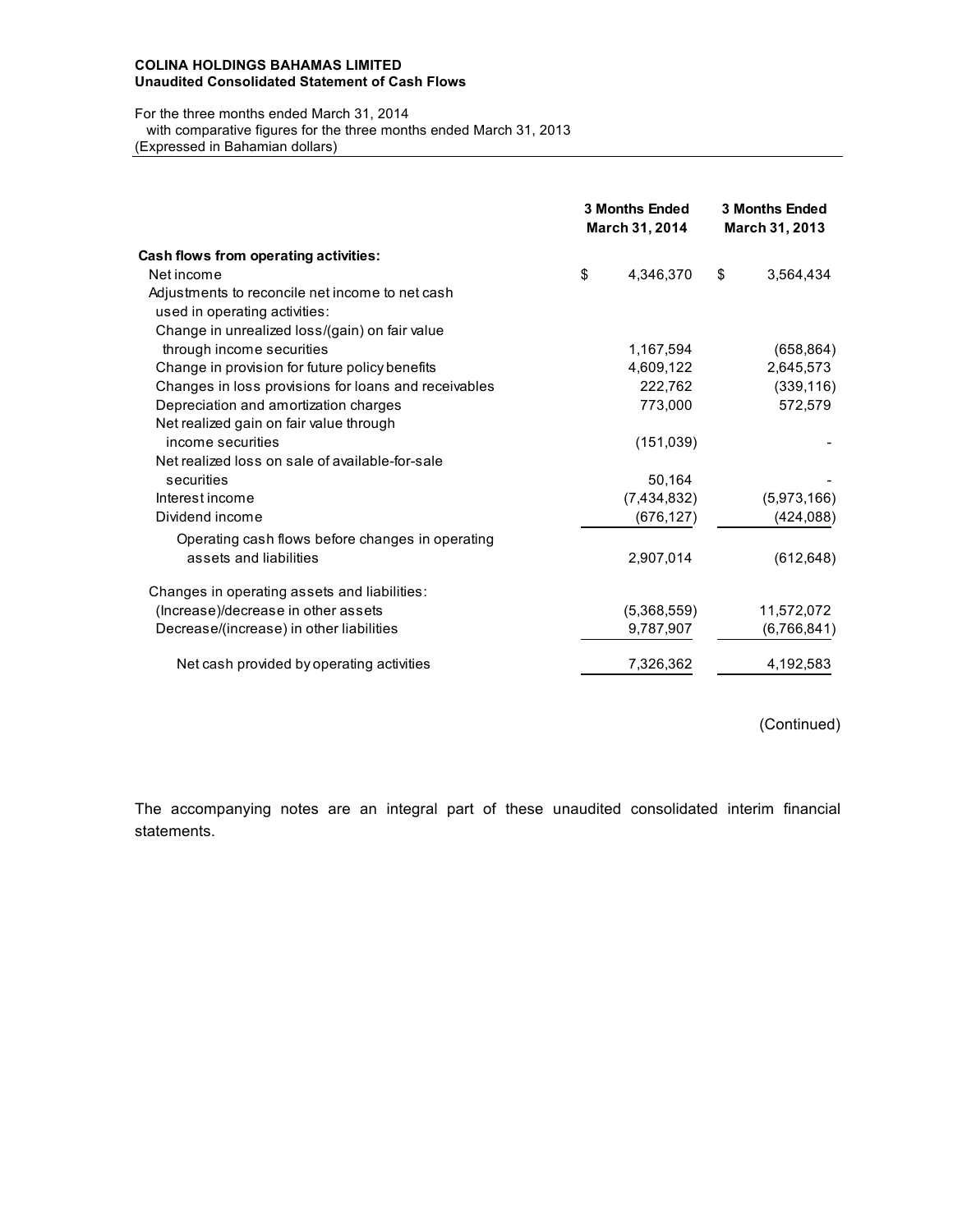**COLINA HOLDINGS BAHAMAS LIMITED**
**Unaudited Consolidated Statement of Cash Flows**

For the three months ended March 31, 2014
with comparative figures for the three months ended March 31, 2013
(Expressed in Bahamian dollars)

| | 3 Months Ended March 31, 2014 | 3 Months Ended March 31, 2013 |
|---|---|---|
| **Cash flows from operating activities:** | | |
| Net income | $ 4,346,370 | $ 3,564,434 |
| Adjustments to reconcile net income to net cash used in operating activities: | | |
| Change in unrealized loss/(gain) on fair value through income securities | 1,167,594 | (658,864) |
| Change in provision for future policy benefits | 4,609,122 | 2,645,573 |
| Changes in loss provisions for loans and receivables | 222,762 | (339,116) |
| Depreciation and amortization charges | 773,000 | 572,579 |
| Net realized gain on fair value through income securities | (151,039) | - |
| Net realized loss on sale of available-for-sale securities | 50,164 | - |
| Interest income | (7,434,832) | (5,973,166) |
| Dividend income | (676,127) | (424,088) |
| Operating cash flows before changes in operating assets and liabilities | 2,907,014 | (612,648) |
| Changes in operating assets and liabilities: | | |
| (Increase)/decrease in other assets | (5,368,559) | 11,572,072 |
| Decrease/(increase) in other liabilities | 9,787,907 | (6,766,841) |
| Net cash provided by operating activities | 7,326,362 | 4,192,583 |

(Continued)

The accompanying notes are an integral part of these unaudited consolidated interim financial statements.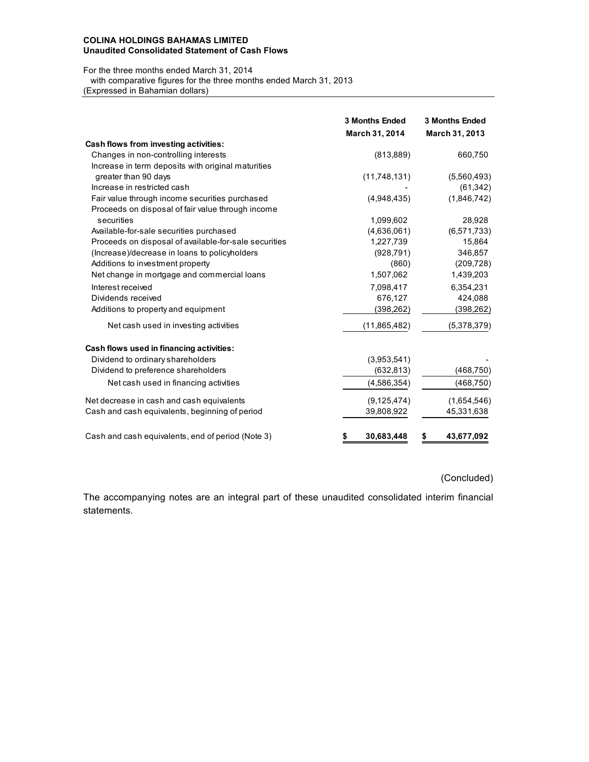**COLINA HOLDINGS BAHAMAS LIMITED**
**Unaudited Consolidated Statement of Cash Flows**

For the three months ended March 31, 2014
with comparative figures for the three months ended March 31, 2013
(Expressed in Bahamian dollars)

| | 3 Months Ended March 31, 2014 | 3 Months Ended March 31, 2013 |
|---|---|---|
| **Cash flows from investing activities:** | | |
| Changes in non-controlling interests | (813,889) | 660,750 |
| Increase in term deposits with original maturities greater than 90 days | (11,748,131) | (5,560,493) |
| Increase in restricted cash | - | (61,342) |
| Fair value through income securities purchased | (4,948,435) | (1,846,742) |
| Proceeds on disposal of fair value through income securities | 1,099,602 | 28,928 |
| Available-for-sale securities purchased | (4,636,061) | (6,571,733) |
| Proceeds on disposal of available-for-sale securities | 1,227,739 | 15,864 |
| (Increase)/decrease in loans to policyholders | (928,791) | 346,857 |
| Additions to investment property | (860) | (209,728) |
| Net change in mortgage and commercial loans | 1,507,062 | 1,439,203 |
| Interest received | 7,098,417 | 6,354,231 |
| Dividends received | 676,127 | 424,088 |
| Additions to property and equipment | (398,262) | (398,262) |
| Net cash used in investing activities | (11,865,482) | (5,378,379) |
| **Cash flows used in financing activities:** | | |
| Dividend to ordinary shareholders | (3,953,541) | - |
| Dividend to preference shareholders | (632,813) | (468,750) |
| Net cash used in financing activities | (4,586,354) | (468,750) |
| Net decrease in cash and cash equivalents | (9,125,474) | (1,654,546) |
| Cash and cash equivalents, beginning of period | 39,808,922 | 45,331,638 |
| Cash and cash equivalents, end of period (Note 3) | $ 30,683,448 | $ 43,677,092 |

(Concluded)

The accompanying notes are an integral part of these unaudited consolidated interim financial statements.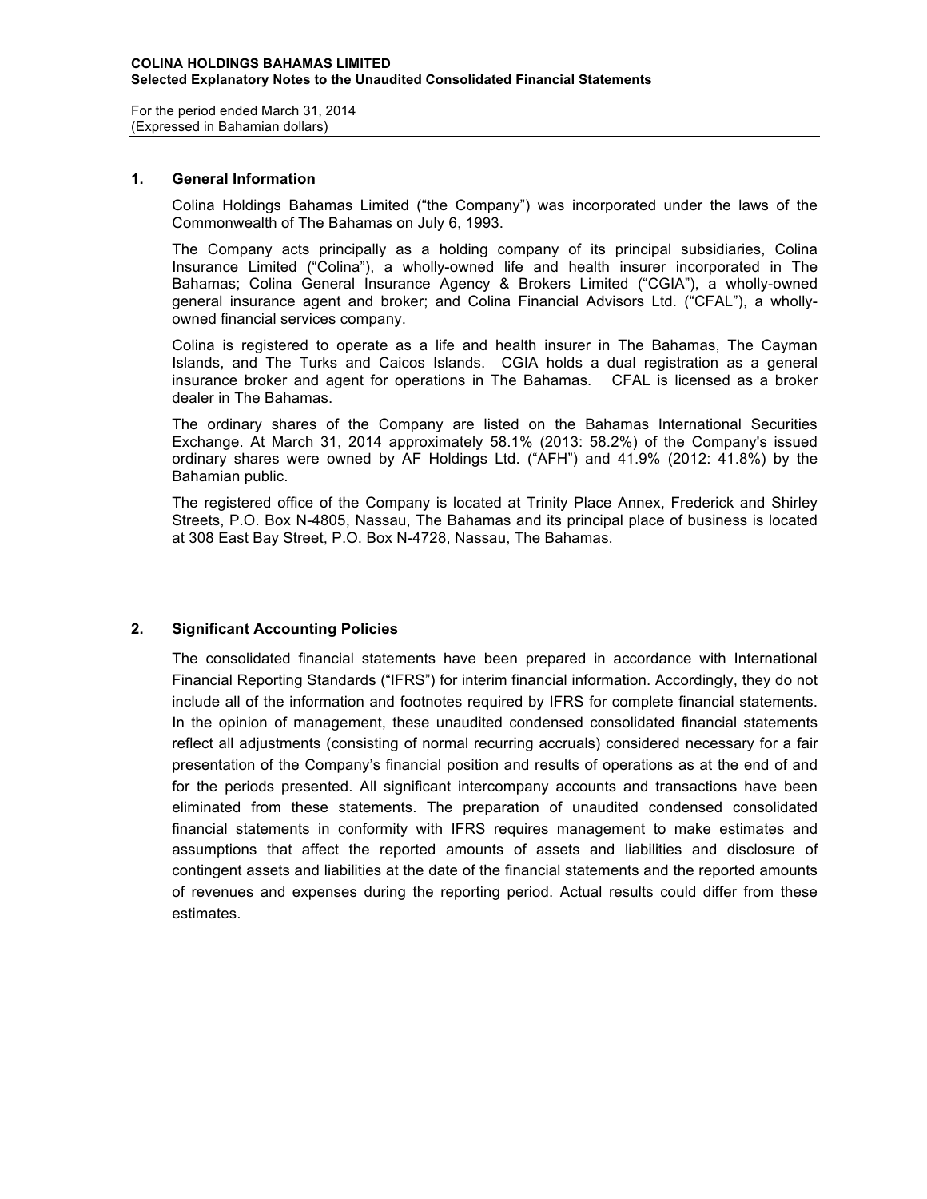**COLINA HOLDINGS BAHAMAS LIMITED**
**Selected Explanatory Notes to the Unaudited Consolidated Financial Statements**

For the period ended March 31, 2014
(Expressed in Bahamian dollars)

## 1. General Information

Colina Holdings Bahamas Limited ("the Company") was incorporated under the laws of the Commonwealth of The Bahamas on July 6, 1993.

The Company acts principally as a holding company of its principal subsidiaries, Colina Insurance Limited ("Colina"), a wholly-owned life and health insurer incorporated in The Bahamas; Colina General Insurance Agency & Brokers Limited ("CGIA"), a wholly-owned general insurance agent and broker; and Colina Financial Advisors Ltd. ("CFAL"), a wholly-owned financial services company.

Colina is registered to operate as a life and health insurer in The Bahamas, The Cayman Islands, and The Turks and Caicos Islands. CGIA holds a dual registration as a general insurance broker and agent for operations in The Bahamas. CFAL is licensed as a broker dealer in The Bahamas.

The ordinary shares of the Company are listed on the Bahamas International Securities Exchange. At March 31, 2014 approximately 58.1% (2013: 58.2%) of the Company's issued ordinary shares were owned by AF Holdings Ltd. ("AFH") and 41.9% (2012: 41.8%) by the Bahamian public.

The registered office of the Company is located at Trinity Place Annex, Frederick and Shirley Streets, P.O. Box N-4805, Nassau, The Bahamas and its principal place of business is located at 308 East Bay Street, P.O. Box N-4728, Nassau, The Bahamas.

## 2. Significant Accounting Policies

The consolidated financial statements have been prepared in accordance with International Financial Reporting Standards ("IFRS") for interim financial information. Accordingly, they do not include all of the information and footnotes required by IFRS for complete financial statements. In the opinion of management, these unaudited condensed consolidated financial statements reflect all adjustments (consisting of normal recurring accruals) considered necessary for a fair presentation of the Company's financial position and results of operations as at the end of and for the periods presented. All significant intercompany accounts and transactions have been eliminated from these statements. The preparation of unaudited condensed consolidated financial statements in conformity with IFRS requires management to make estimates and assumptions that affect the reported amounts of assets and liabilities and disclosure of contingent assets and liabilities at the date of the financial statements and the reported amounts of revenues and expenses during the reporting period. Actual results could differ from these estimates.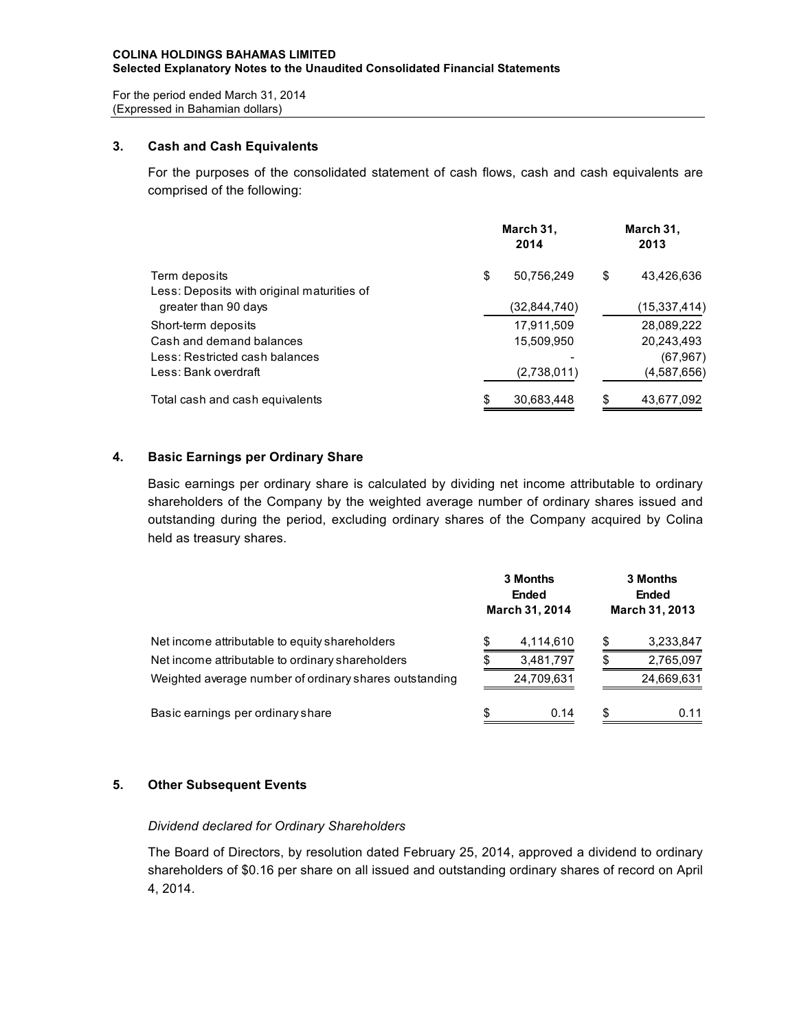**COLINA HOLDINGS BAHAMAS LIMITED**
**Selected Explanatory Notes to the Unaudited Consolidated Financial Statements**

For the period ended March 31, 2014
(Expressed in Bahamian dollars)

## 3. Cash and Cash Equivalents

For the purposes of the consolidated statement of cash flows, cash and cash equivalents are comprised of the following:

| | March 31, 2014 | March 31, 2013 |
|---|---|---|
| Term deposits | $ 50,756,249 | $ 43,426,636 |
| Less: Deposits with original maturities of greater than 90 days | (32,844,740) | (15,337,414) |
| Short-term deposits | 17,911,509 | 28,089,222 |
| Cash and demand balances | 15,509,950 | 20,243,493 |
| Less: Restricted cash balances | - | (67,967) |
| Less: Bank overdraft | (2,738,011) | (4,587,656) |
| Total cash and cash equivalents | $ 30,683,448 | $ 43,677,092 |

## 4. Basic Earnings per Ordinary Share

Basic earnings per ordinary share is calculated by dividing net income attributable to ordinary shareholders of the Company by the weighted average number of ordinary shares issued and outstanding during the period, excluding ordinary shares of the Company acquired by Colina held as treasury shares.

| | 3 Months Ended March 31, 2014 | 3 Months Ended March 31, 2013 |
|---|---|---|
| Net income attributable to equity shareholders | $ 4,114,610 | $ 3,233,847 |
| Net income attributable to ordinary shareholders | $ 3,481,797 | $ 2,765,097 |
| Weighted average number of ordinary shares outstanding | 24,709,631 | 24,669,631 |
| Basic earnings per ordinary share | $ 0.14 | $ 0.11 |

## 5. Other Subsequent Events

*Dividend declared for Ordinary Shareholders*

The Board of Directors, by resolution dated February 25, 2014, approved a dividend to ordinary shareholders of $0.16 per share on all issued and outstanding ordinary shares of record on April 4, 2014.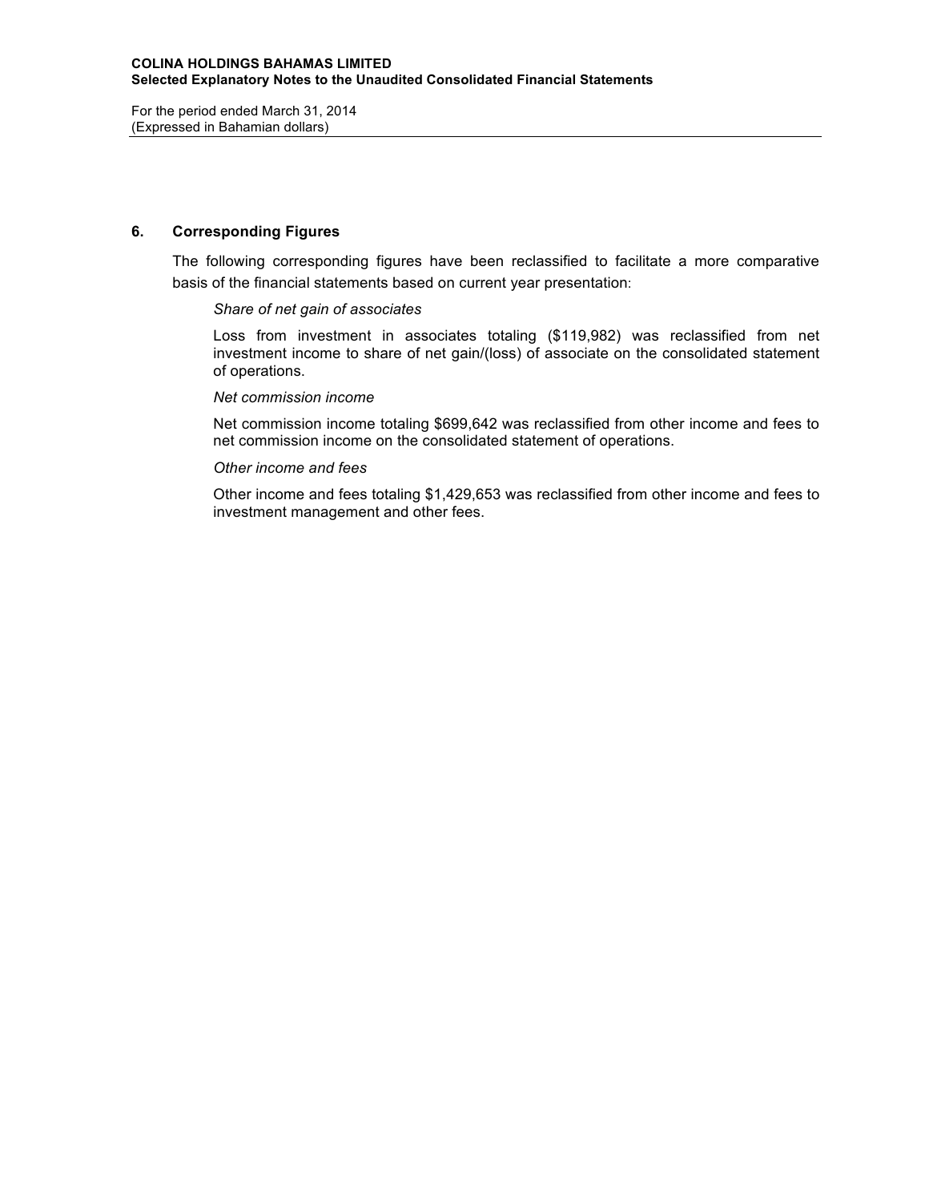## 6. Corresponding Figures

The following corresponding figures have been reclassified to facilitate a more comparative basis of the financial statements based on current year presentation:

*Share of net gain of associates*

Loss from investment in associates totaling ($119,982) was reclassified from net investment income to share of net gain/(loss) of associate on the consolidated statement of operations.

*Net commission income*

Net commission income totaling $699,642 was reclassified from other income and fees to net commission income on the consolidated statement of operations.

*Other income and fees*

Other income and fees totaling $1,429,653 was reclassified from other income and fees to investment management and other fees.